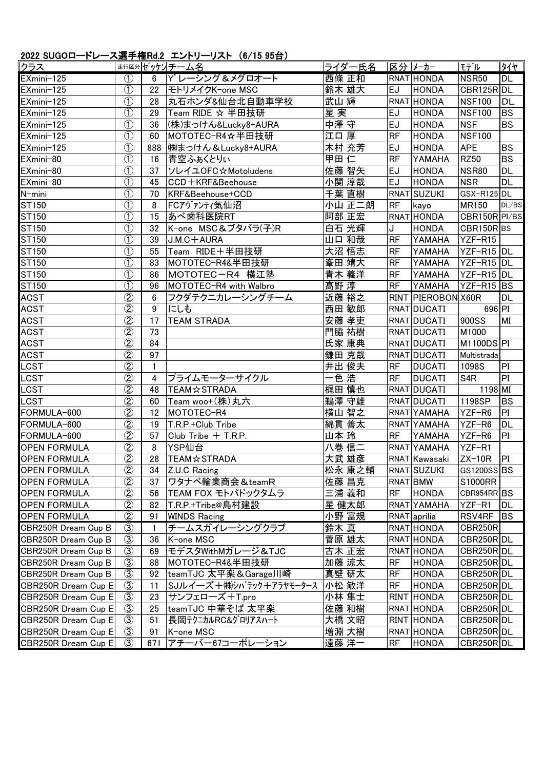2022 SUGOロードレース選手権Rd.2 エントリーリスト (6/15 95台)

| クラス | 走行区分 | ｾﾞｯｹﾝ | チーム名 | ライダー氏名 | 区分 | ﾒｰｶｰ | ﾓﾃﾞﾙ | ﾀｲﾔ |
|---|---|---|---|---|---|---|---|---|
| EXmini-125 | ① | 6 | Y'レーシング＆メグロオート | 西條 正和 | RNAT | HONDA | NSR50 | DL |
| EXmini-125 | ① | 22 | モトリメイクK-one MSC | 鈴木 雄大 | EJ | HONDA | CBR125R | DL |
| EXmini-125 | ① | 28 | 丸石ホンダ&仙台北自動車学校 | 武山 輝 | RNAT | HONDA | NSF100 | DL |
| EXmini-125 | ① | 29 | Team RIDE ☆ 半田技研 | 星 実 | EJ | HONDA | NSF100 | BS |
| EXmini-125 | ① | 36 | (株)まっけん&Lucky8+AURA | 中澤 守 | EJ | HONDA | NSF | BS |
| EXmini-125 | ① | 60 | MOTOTEC-R4☆半田技研 | 江口 厚 | RF | HONDA | NSF100 | |
| EXmini-125 | ① | 888 | ㈱まっけん＆Lucky8+AURA | 木村 充芳 | EJ | HONDA | APE | BS |
| EXmini-80 | ① | 16 | 青空ふぁくとりぃ | 甲田 仁 | RF | YAMAHA | RZ50 | BS |
| EXmini-80 | ① | 37 | ソレイユOFC☆Motoludens | 佐藤 智矢 | EJ | HONDA | NSR80 | DL |
| EXmini-80 | ① | 45 | CCD＋KRF&Beehouse | 小関 淳哉 | EJ | HONDA | NSR | DL |
| N-mini | ① | 70 | KRF&Beehouse+CCD | 千葉 直樹 | RNAT | SUZUKI | GSX-R125 | DL |
| ST150 | ① | 8 | FCｱｳﾞｧﾝﾃｨ気仙沼 | 小山 正二朗 | RF | kayo | MR150 | DL/BS |
| ST150 | ① | 15 | あべ歯科医院RT | 阿部 正宏 | RNAT | HONDA | CBR150R | PI/BS |
| ST150 | ① | 32 | K-one MSC＆ブタバラ(子)R | 白石 光輝 | J | HONDA | CBR150R | BS |
| ST150 | ① | 39 | J.M.C＋AURA | 山口 和哉 | RF | YAMAHA | YZF-R15 | |
| ST150 | ① | 55 | Team RIDE＋半田技研 | 大沼 悟志 | RF | YAMAHA | YZF-R15 | DL |
| ST150 | ① | 83 | MOTOTEC-R4&半田技研 | 峯田 靖大 | RF | YAMAHA | YZF-R15 | DL |
| ST150 | ① | 86 | MOTOTEC－R4 横江塾 | 青木 義洋 | RF | YAMAHA | YZF-R15 | DL |
| ST150 | ① | 96 | MOTOTEC-R4 with Walbro | 髙野 淳 | RF | YAMAHA | YZF-R15 | BS |
| ACST | ② | 6 | フクダテクニカレーシングチーム | 近藤 裕之 | RINT | PIEROBON | X60R | DL |
| ACST | ② | 9 | にしも | 西田 敏郎 | RNAT | DUCATI | 696 | PI |
| ACST | ② | 17 | TEAM STRADA | 安藤 孝吏 | RNAT | DUCATI | 900SS | MI |
| ACST | ② | 73 | | 門脇 祐樹 | RNAT | DUCATI | M1000 | |
| ACST | ② | 84 | | 氏家 康典 | RNAT | DUCATI | M1100DS | PI |
| ACST | ② | 97 | | 鎌田 克哉 | RNAT | DUCATI | Multistrada | |
| LCST | ② | 1 | | 井出 俊夫 | RF | DUCATI | 1098S | PI |
| LCST | ② | 4 | プライムモーターサイクル | 一色 浩 | RF | DUCATI | S4R | PI |
| LCST | ② | 48 | TEAM☆STRADA | 梶田 慎也 | RNAT | DUCATI | 1198 | MI |
| LCST | ② | 60 | Team woo+(株)丸六 | 鵜澤 守雄 | RNAT | DUCATI | 1198SP | BS |
| FORMULA-600 | ② | 12 | MOTOTEC-R4 | 横山 智之 | RNAT | YAMAHA | YZF-R6 | PI |
| FORMULA-600 | ② | 19 | T.R.P.+Club Tribe | 綿貫 善太 | RNAT | YAMAHA | YZF-R6 | DL |
| FORMULA-600 | ② | 57 | Club Tribe ＋ T.R.P. | 山本 玲 | RF | YAMAHA | YZF-R6 | PI |
| OPEN FORMULA | ② | 8 | YSP仙台 | 八巻 信二 | RNAT | YAMAHA | YZF-R1 | |
| OPEN FORMULA | ② | 28 | TEAM☆STRADA | 大武 雄彦 | RNAT | Kawasaki | ZX-10R | PI |
| OPEN FORMULA | ② | 34 | Z.U.C Racing | 松永 康之輔 | RNAT | SUZUKI | GS1200SS | BS |
| OPEN FORMULA | ② | 37 | ワタナベ輪業商会＆teamR | 佐藤 昌克 | RNAT | BMW | S1000RR | |
| OPEN FORMULA | ② | 56 | TEAM FOX モトパドックタムラ | 三浦 義和 | RF | HONDA | CBR954RR | BS |
| OPEN FORMULA | ② | 82 | T.R.P.+Tribe@島村建設 | 星 健太郎 | RNAT | YAMAHA | YZF-R1 | DL |
| OPEN FORMULA | ② | 91 | WINDS Racing | 小野 富規 | RNAT | aprilia | RSV4RF | BS |
| CBR250R Dream Cup B | ③ | 1 | チームスガイレーシングクラブ | 鈴木 真 | RNAT | HONDA | CBR250R | |
| CBR250R Dream Cup B | ③ | 36 | K-one MSC | 菅原 雄太 | RNAT | HONDA | CBR250R | DL |
| CBR250R Dream Cup B | ③ | 69 | モデスタWithMガレージ＆TJC | 古木 正宏 | RNAT | HONDA | CBR250R | DL |
| CBR250R Dream Cup B | ③ | 88 | MOTOTEC-R4&半田技研 | 加藤 涼太 | RF | HONDA | CBR250R | DL |
| CBR250R Dream Cup B | ③ | 92 | teamTJC 太平楽＆Garage川崎 | 真壁 研太 | RF | HONDA | CBR250R | DL |
| CBR250R Dream Cup E | ③ | 11 | SJルイーズ＋㈱ｼﾊﾞﾃｯｸ＋ｱﾗﾔﾓｰﾀｰｽ | 小松 敏洋 | RF | HONDA | CBR250R | DL |
| CBR250R Dream Cup E | ③ | 23 | サンフェローズ＋T.pro | 小林 隼士 | RINT | HONDA | CBR250R | DL |
| CBR250R Dream Cup E | ③ | 25 | teamTJC 中華そば 太平楽 | 佐藤 和樹 | RNAT | HONDA | CBR250R | DL |
| CBR250R Dream Cup E | ③ | 51 | 長岡ﾃｸﾆｶﾙRC&ｸﾞﾛﾘｱｽﾊｰﾄ | 大橋 文昭 | RINT | HONDA | CBR250R | DL |
| CBR250R Dream Cup E | ③ | 91 | K-one MSC | 増淵 大樹 | RNAT | HONDA | CBR250R | DL |
| CBR250R Dream Cup E | ③ | 671 | アチーバー67コーポレーション | 遠藤 洋一 | RF | HONDA | CBR250R | DL |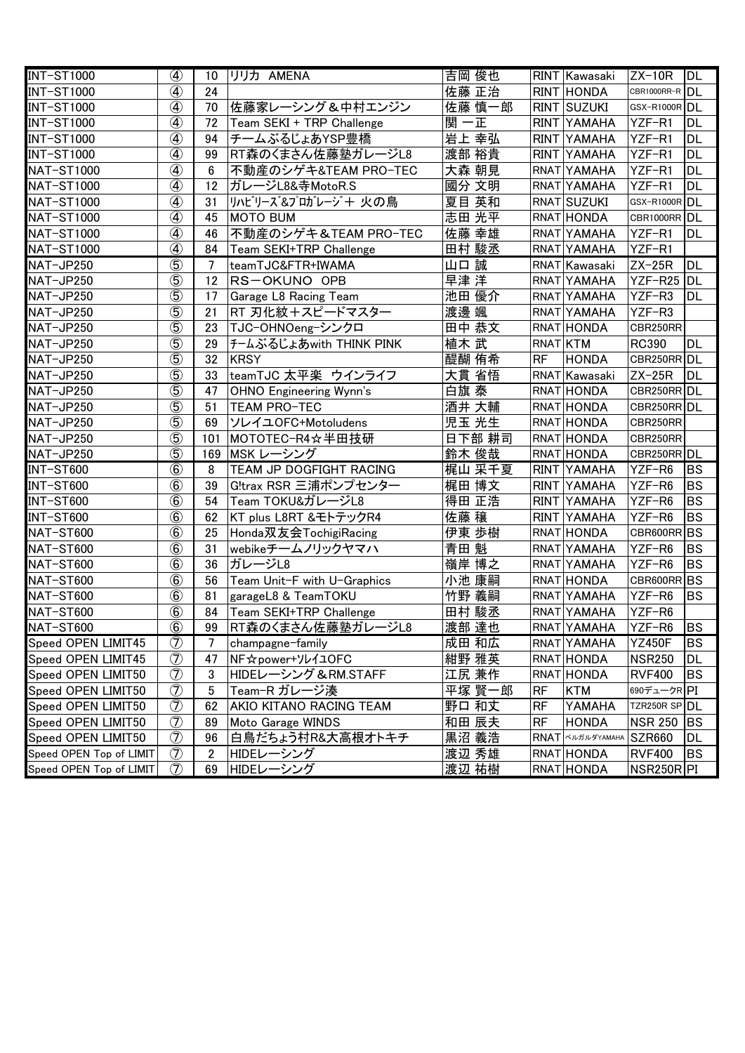| | | | | | | | | |
|---|---|---|---|---|---|---|---|---|
| INT-ST1000 | ④ | 10 | リリカ AMENA | 吉岡 俊也 | RINT | Kawasaki | ZX-10R | DL |
| INT-ST1000 | ④ | 24 | | 佐藤 正治 | RINT | HONDA | CBR1000RR-R | DL |
| INT-ST1000 | ④ | 70 | 佐藤家レーシング＆中村エンジン | 佐藤 慎一郎 | RINT | SUZUKI | GSX-R1000R | DL |
| INT-ST1000 | ④ | 72 | Team SEKI + TRP Challenge | 関 一正 | RINT | YAMAHA | YZF-R1 | DL |
| INT-ST1000 | ④ | 94 | チームぶるじょあYSP豊橋 | 岩上 幸弘 | RINT | YAMAHA | YZF-R1 | DL |
| INT-ST1000 | ④ | 99 | RT森のくまさん佐藤塾ガレージL8 | 渡部 裕貴 | RINT | YAMAHA | YZF-R1 | DL |
| NAT-ST1000 | ④ | 6 | 不動産のシゲキ&TEAM PRO-TEC | 大森 朝見 | RNAT | YAMAHA | YZF-R1 | DL |
| NAT-ST1000 | ④ | 12 | ガレージL8&寺MotoR.S | 國分 文明 | RNAT | YAMAHA | YZF-R1 | DL |
| NAT-ST1000 | ④ | 31 | ﾘﾊﾋﾞﾘｰｽﾞ&ﾌﾟﾛｶﾞﾚｰｼﾞ＋ 火の鳥 | 夏目 英和 | RNAT | SUZUKI | GSX-R1000R | DL |
| NAT-ST1000 | ④ | 45 | MOTO BUM | 志田 光平 | RNAT | HONDA | CBR1000RR | DL |
| NAT-ST1000 | ④ | 46 | 不動産のシゲキ＆TEAM PRO-TEC | 佐藤 幸雄 | RNAT | YAMAHA | YZF-R1 | DL |
| NAT-ST1000 | ④ | 84 | Team SEKI+TRP Challenge | 田村 駿丞 | RNAT | YAMAHA | YZF-R1 | |
| NAT-JP250 | ⑤ | 7 | teamTJC&FTR+IWAMA | 山口 誠 | RNAT | Kawasaki | ZX-25R | DL |
| NAT-JP250 | ⑤ | 12 | RS－OKUNO OPB | 早津 洋 | RNAT | YAMAHA | YZF-R25 | DL |
| NAT-JP250 | ⑤ | 17 | Garage L8 Racing Team | 池田 優介 | RNAT | YAMAHA | YZF-R3 | DL |
| NAT-JP250 | ⑤ | 21 | RT 刃化紋＋スピードマスター | 渡邊 颯 | RNAT | YAMAHA | YZF-R3 | |
| NAT-JP250 | ⑤ | 23 | TJC-OHNOeng-シンクロ | 田中 恭文 | RNAT | HONDA | CBR250RR | |
| NAT-JP250 | ⑤ | 29 | チームぶるじょあwith THINK PINK | 植木 武 | RNAT | KTM | RC390 | DL |
| NAT-JP250 | ⑤ | 32 | KRSY | 醍醐 侑希 | RF | HONDA | CBR250RR | DL |
| NAT-JP250 | ⑤ | 33 | teamTJC 太平楽 ウインライフ | 大貫 省悟 | RNAT | Kawasaki | ZX-25R | DL |
| NAT-JP250 | ⑤ | 47 | OHNO Engineering Wynn's | 白旗 泰 | RNAT | HONDA | CBR250RR | DL |
| NAT-JP250 | ⑤ | 51 | TEAM PRO-TEC | 酒井 大輔 | RNAT | HONDA | CBR250RR | DL |
| NAT-JP250 | ⑤ | 69 | ソレイユOFC+Motoludens | 児玉 光生 | RNAT | HONDA | CBR250RR | |
| NAT-JP250 | ⑤ | 101 | MOTOTEC-R4☆半田技研 | 日下部 耕司 | RNAT | HONDA | CBR250RR | |
| NAT-JP250 | ⑤ | 169 | MSK レーシング | 鈴木 俊哉 | RNAT | HONDA | CBR250RR | DL |
| INT-ST600 | ⑥ | 8 | TEAM JP DOGFIGHT RACING | 梶山 采千夏 | RINT | YAMAHA | YZF-R6 | BS |
| INT-ST600 | ⑥ | 39 | G!trax RSR 三浦ポンプセンター | 梶田 博文 | RINT | YAMAHA | YZF-R6 | BS |
| INT-ST600 | ⑥ | 54 | Team TOKU&ガレージL8 | 得田 正浩 | RINT | YAMAHA | YZF-R6 | BS |
| INT-ST600 | ⑥ | 62 | KT plus L8RT &モトテックR4 | 佐藤 穣 | RINT | YAMAHA | YZF-R6 | BS |
| NAT-ST600 | ⑥ | 25 | Honda双友会TochigiRacing | 伊東 歩樹 | RNAT | HONDA | CBR600RR | BS |
| NAT-ST600 | ⑥ | 31 | webikeチームノリックヤマハ | 青田 魁 | RNAT | YAMAHA | YZF-R6 | BS |
| NAT-ST600 | ⑥ | 36 | ガレージL8 | 嶺岸 博之 | RNAT | YAMAHA | YZF-R6 | BS |
| NAT-ST600 | ⑥ | 56 | Team Unit-F with U-Graphics | 小池 康嗣 | RNAT | HONDA | CBR600RR | BS |
| NAT-ST600 | ⑥ | 81 | garageL8 & TeamTOKU | 竹野 義嗣 | RNAT | YAMAHA | YZF-R6 | BS |
| NAT-ST600 | ⑥ | 84 | Team SEKI+TRP Challenge | 田村 駿丞 | RNAT | YAMAHA | YZF-R6 | |
| NAT-ST600 | ⑥ | 99 | RT森のくまさん佐藤塾ガレージL8 | 渡部 達也 | RNAT | YAMAHA | YZF-R6 | BS |
| Speed OPEN LIMIT45 | ⑦ | 7 | champagne-family | 成田 和広 | RNAT | YAMAHA | YZ450F | BS |
| Speed OPEN LIMIT45 | ⑦ | 47 | NF☆power+ｿﾚｲﾕOFC | 紺野 雅英 | RNAT | HONDA | NSR250 | DL |
| Speed OPEN LIMIT50 | ⑦ | 3 | HIDEレーシング＆RM.STAFF | 江尻 兼作 | RNAT | HONDA | RVF400 | BS |
| Speed OPEN LIMIT50 | ⑦ | 5 | Team-R ガレージ湊 | 平塚 賢一郎 | RF | KTM | 690デュークR | PI |
| Speed OPEN LIMIT50 | ⑦ | 62 | AKIO KITANO RACING TEAM | 野口 和丈 | RF | YAMAHA | TZR250R SP | DL |
| Speed OPEN LIMIT50 | ⑦ | 89 | Moto Garage WINDS | 和田 辰夫 | RF | HONDA | NSR 250 | BS |
| Speed OPEN LIMIT50 | ⑦ | 96 | 白鳥だちょう村R&大高根オトキチ | 黒沼 義浩 | RNAT | ベルガルダYAMAHA | SZR660 | DL |
| Speed OPEN Top of LIMIT | ⑦ | 2 | HIDEレーシング | 渡辺 秀雄 | RNAT | HONDA | RVF400 | BS |
| Speed OPEN Top of LIMIT | ⑦ | 69 | HIDEレーシング | 渡辺 祐樹 | RNAT | HONDA | NSR250R | PI |